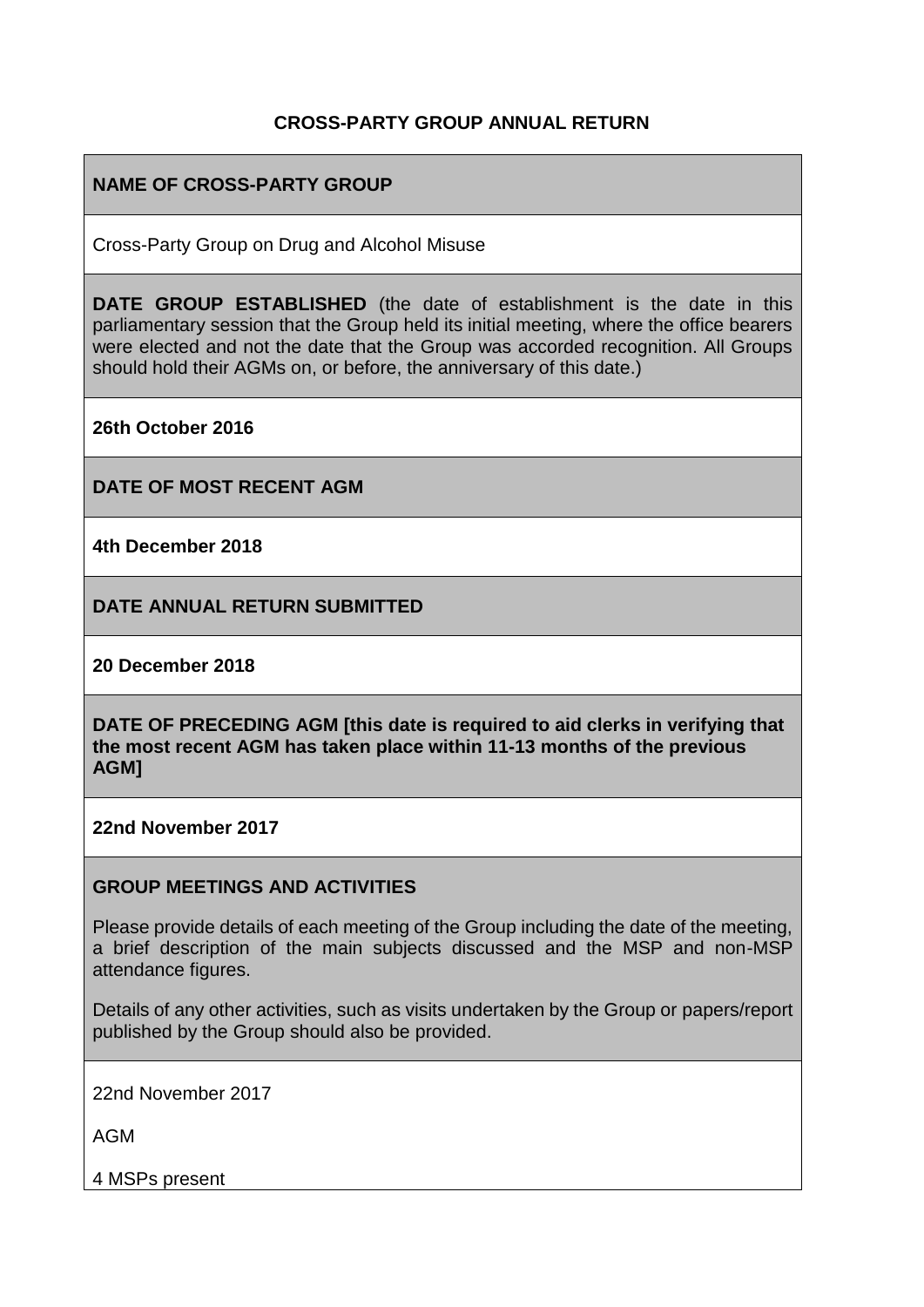**CROSS-PARTY GROUP ANNUAL RETURN**

**NAME OF CROSS-PARTY GROUP**

Cross-Party Group on Drug and Alcohol Misuse

**DATE GROUP ESTABLISHED** (the date of establishment is the date in this parliamentary session that the Group held its initial meeting, where the office bearers were elected and not the date that the Group was accorded recognition. All Groups should hold their AGMs on, or before, the anniversary of this date.)

**26th October 2016**

**DATE OF MOST RECENT AGM**

**4th December 2018**

**DATE ANNUAL RETURN SUBMITTED**

**20 December 2018**

**DATE OF PRECEDING AGM [this date is required to aid clerks in verifying that the most recent AGM has taken place within 11-13 months of the previous AGM]**

**22nd November 2017**

**GROUP MEETINGS AND ACTIVITIES**

Please provide details of each meeting of the Group including the date of the meeting, a brief description of the main subjects discussed and the MSP and non-MSP attendance figures.

Details of any other activities, such as visits undertaken by the Group or papers/report published by the Group should also be provided.

22nd November 2017

AGM

4 MSPs present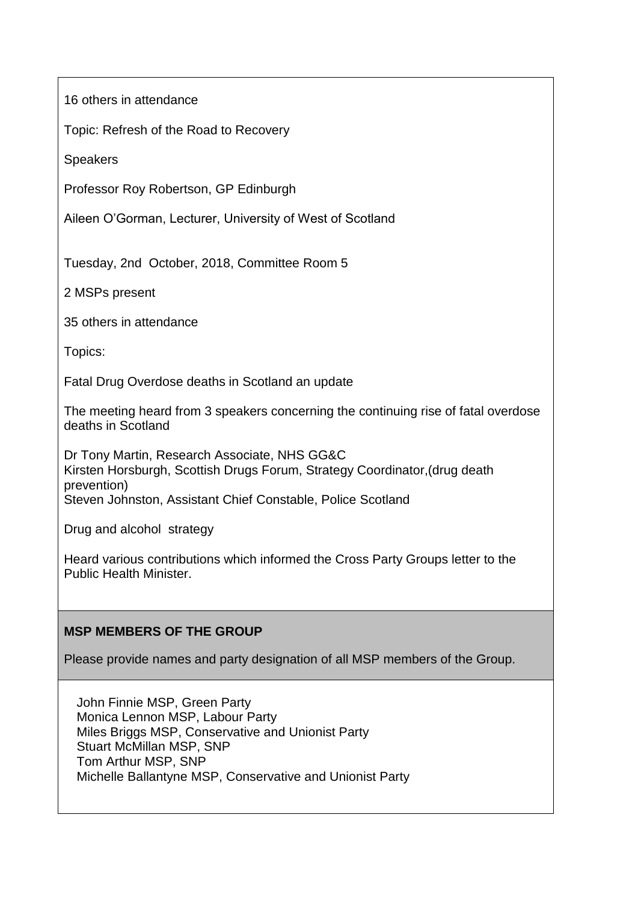16 others in attendance

Topic: Refresh of the Road to Recovery

Speakers

Professor Roy Robertson, GP Edinburgh

Aileen O'Gorman, Lecturer, University of West of Scotland

Tuesday, 2nd October, 2018, Committee Room 5

2 MSPs present

35 others in attendance

Topics:

Fatal Drug Overdose deaths in Scotland an update

The meeting heard from 3 speakers concerning the continuing rise of fatal overdose deaths in Scotland

Dr Tony Martin, Research Associate, NHS GG&C
Kirsten Horsburgh, Scottish Drugs Forum, Strategy Coordinator,(drug death prevention)
Steven Johnston, Assistant Chief Constable, Police Scotland

Drug and alcohol strategy

Heard various contributions which informed the Cross Party Groups letter to the Public Health Minister.

**MSP MEMBERS OF THE GROUP**

Please provide names and party designation of all MSP members of the Group.

John Finnie MSP, Green Party
Monica Lennon MSP, Labour Party
Miles Briggs MSP, Conservative and Unionist Party
Stuart McMillan MSP, SNP
Tom Arthur MSP, SNP
Michelle Ballantyne MSP, Conservative and Unionist Party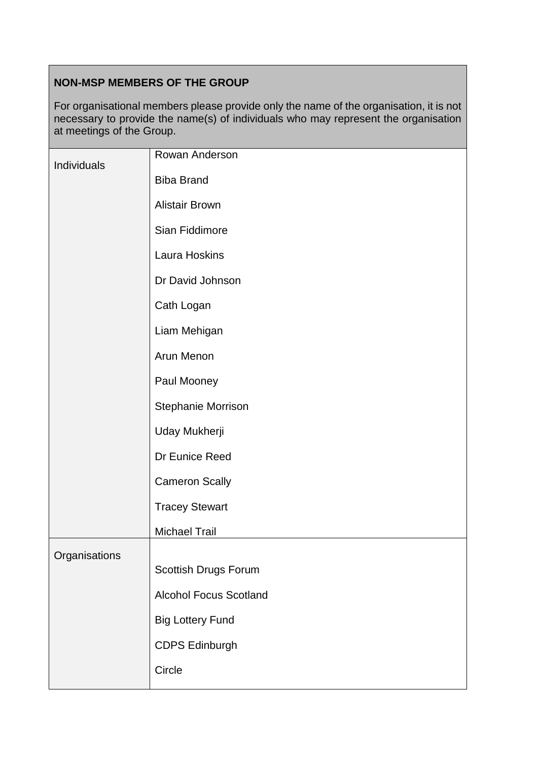| NON-MSP MEMBERS OF THE GROUP<br><br>For organisational members please provide only the name of the organisation, it is not necessary to provide the name(s) of individuals who may represent the organisation at meetings of the Group. | |
|---|---|
| Individuals | Rowan Anderson<br><br>Biba Brand<br><br>Alistair Brown<br><br>Sian Fiddimore<br><br>Laura Hoskins<br><br>Dr David Johnson<br><br>Cath Logan<br><br>Liam Mehigan<br><br>Arun Menon<br><br>Paul Mooney<br><br>Stephanie Morrison<br><br>Uday Mukherji<br><br>Dr Eunice Reed<br><br>Cameron Scally<br><br>Tracey Stewart<br><br>Michael Trail |
| Organisations | Scottish Drugs Forum<br><br>Alcohol Focus Scotland<br><br>Big Lottery Fund<br><br>CDPS Edinburgh<br><br>Circle |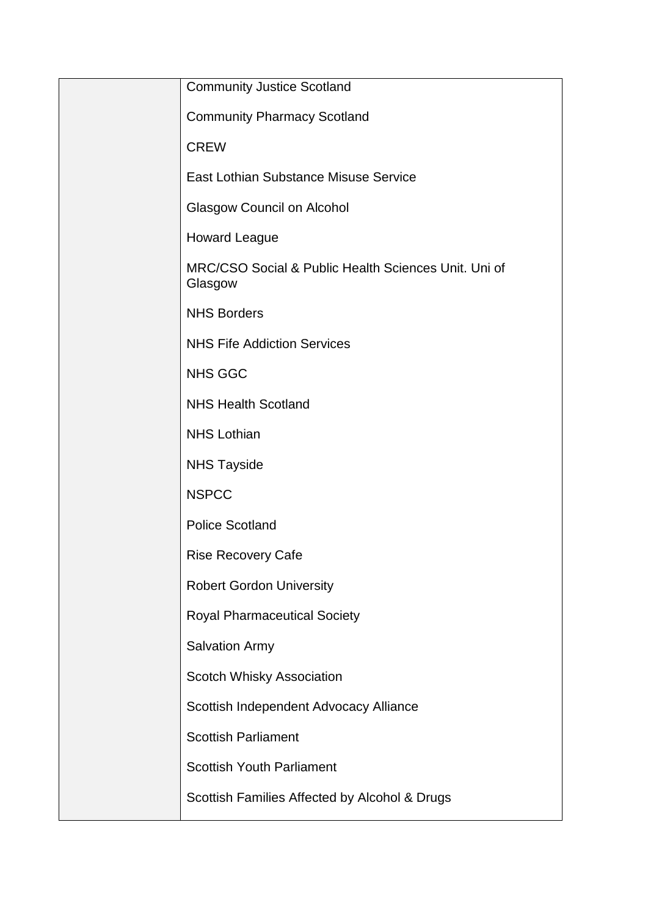|  | Community Justice Scotland<br><br>Community Pharmacy Scotland<br><br>CREW<br><br>East Lothian Substance Misuse Service<br><br>Glasgow Council on Alcohol<br><br>Howard League<br><br>MRC/CSO Social & Public Health Sciences Unit. Uni of Glasgow<br><br>NHS Borders<br><br>NHS Fife Addiction Services<br><br>NHS GGC<br><br>NHS Health Scotland<br><br>NHS Lothian<br><br>NHS Tayside<br><br>NSPCC<br><br>Police Scotland<br><br>Rise Recovery Cafe<br><br>Robert Gordon University<br><br>Royal Pharmaceutical Society<br><br>Salvation Army<br><br>Scotch Whisky Association<br><br>Scottish Independent Advocacy Alliance<br><br>Scottish Parliament<br><br>Scottish Youth Parliament<br><br>Scottish Families Affected by Alcohol & Drugs |
|---|---|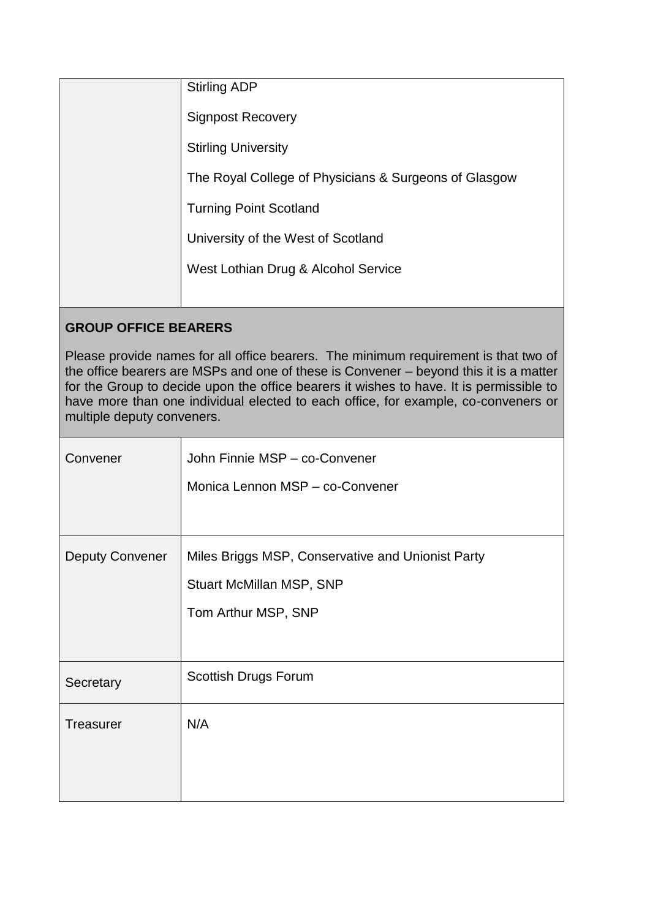| | |
|---|---|
| | Stirling ADP<br><br>Signpost Recovery<br><br>Stirling University<br><br>The Royal College of Physicians & Surgeons of Glasgow<br><br>Turning Point Scotland<br><br>University of the West of Scotland<br><br>West Lothian Drug & Alcohol Service |

**GROUP OFFICE BEARERS**

Please provide names for all office bearers. The minimum requirement is that two of the office bearers are MSPs and one of these is Convener – beyond this it is a matter for the Group to decide upon the office bearers it wishes to have. It is permissible to have more than one individual elected to each office, for example, co-conveners or multiple deputy conveners.

| | |
|---|---|
| Convener | John Finnie MSP – co-Convener<br><br>Monica Lennon MSP – co-Convener |
| Deputy Convener | Miles Briggs MSP, Conservative and Unionist Party<br><br>Stuart McMillan MSP, SNP<br><br>Tom Arthur MSP, SNP |
| Secretary | Scottish Drugs Forum |
| Treasurer | N/A |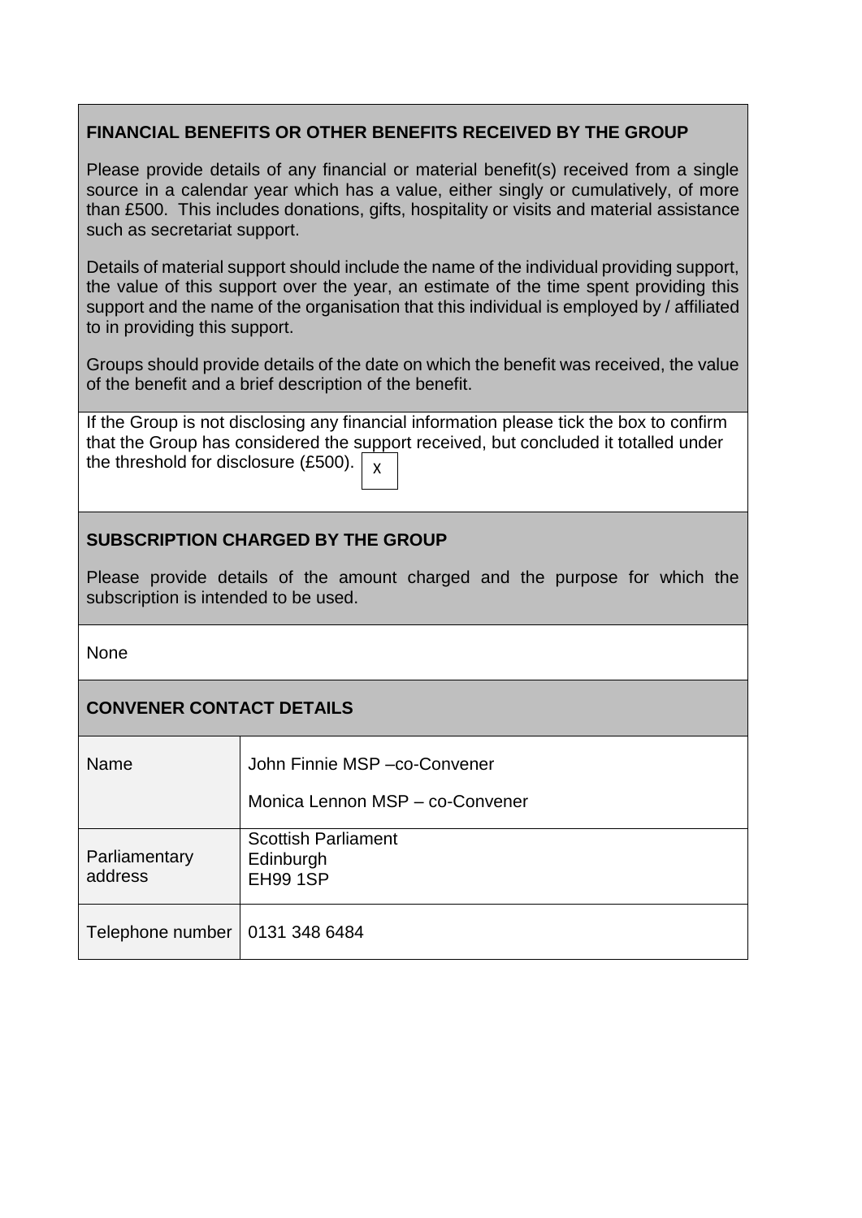### FINANCIAL BENEFITS OR OTHER BENEFITS RECEIVED BY THE GROUP

Please provide details of any financial or material benefit(s) received from a single source in a calendar year which has a value, either singly or cumulatively, of more than £500. This includes donations, gifts, hospitality or visits and material assistance such as secretariat support.

Details of material support should include the name of the individual providing support, the value of this support over the year, an estimate of the time spent providing this support and the name of the organisation that this individual is employed by / affiliated to in providing this support.

Groups should provide details of the date on which the benefit was received, the value of the benefit and a brief description of the benefit.

If the Group is not disclosing any financial information please tick the box to confirm that the Group has considered the support received, but concluded it totalled under the threshold for disclosure (£500). X

### SUBSCRIPTION CHARGED BY THE GROUP

Please provide details of the amount charged and the purpose for which the subscription is intended to be used.

None

### CONVENER CONTACT DETAILS

| | |
|---|---|
| Name | John Finnie MSP –co-Convener<br><br>Monica Lennon MSP – co-Convener |
| Parliamentary address | Scottish Parliament<br>Edinburgh<br>EH99 1SP |
| Telephone number | 0131 348 6484 |